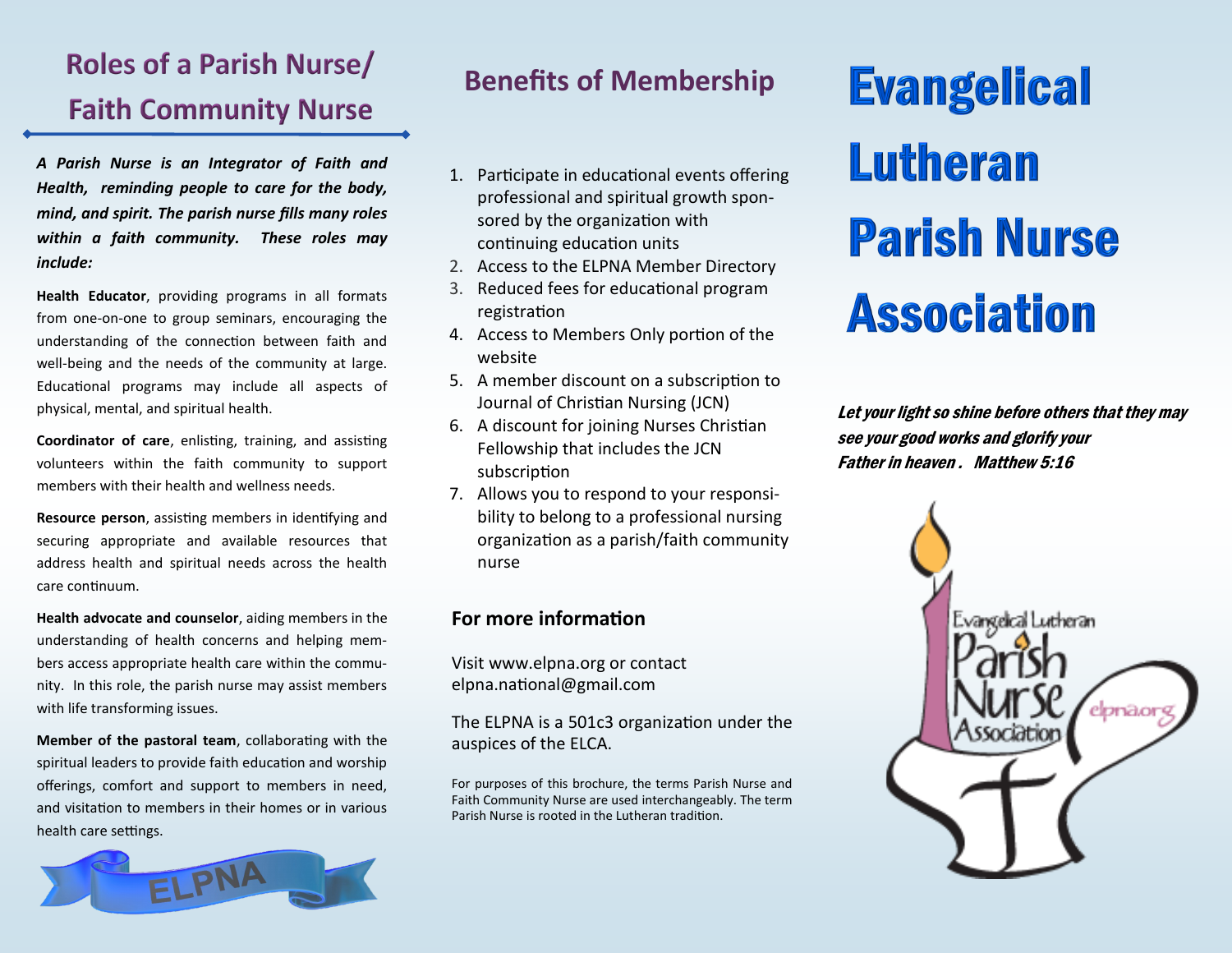## Roles of a Parish Nurse/ Faith Community Nurse

***A Parish Nurse is an Integrator of Faith and Health, reminding people to care for the body, mind, and spirit. The parish nurse fills many roles within a faith community. These roles may include:***

**Health Educator**, providing programs in all formats from one-on-one to group seminars, encouraging the understanding of the connection between faith and well-being and the needs of the community at large. Educational programs may include all aspects of physical, mental, and spiritual health.

**Coordinator of care**, enlisting, training, and assisting volunteers within the faith community to support members with their health and wellness needs.

**Resource person**, assisting members in identifying and securing appropriate and available resources that address health and spiritual needs across the health care continuum.

**Health advocate and counselor**, aiding members in the understanding of health concerns and helping members access appropriate health care within the community. In this role, the parish nurse may assist members with life transforming issues.

**Member of the pastoral team**, collaborating with the spiritual leaders to provide faith education and worship offerings, comfort and support to members in need, and visitation to members in their homes or in various health care settings.

ELPNA

## Benefits of Membership

1. Participate in educational events offering professional and spiritual growth sponsored by the organization with continuing education units
2. Access to the ELPNA Member Directory
3. Reduced fees for educational program registration
4. Access to Members Only portion of the website
5. A member discount on a subscription to Journal of Christian Nursing (JCN)
6. A discount for joining Nurses Christian Fellowship that includes the JCN subscription
7. Allows you to respond to your responsibility to belong to a professional nursing organization as a parish/faith community nurse

### For more information

Visit www.elpna.org or contact elpna.national@gmail.com

The ELPNA is a 501c3 organization under the auspices of the ELCA.

For purposes of this brochure, the terms Parish Nurse and Faith Community Nurse are used interchangeably. The term Parish Nurse is rooted in the Lutheran tradition.

# Evangelical Lutheran Parish Nurse Association

***Let your light so shine before others that they may see your good works and glorify your Father in heaven . Matthew 5:16***

Evangelical Lutheran Parish Nurse Association

elpna.org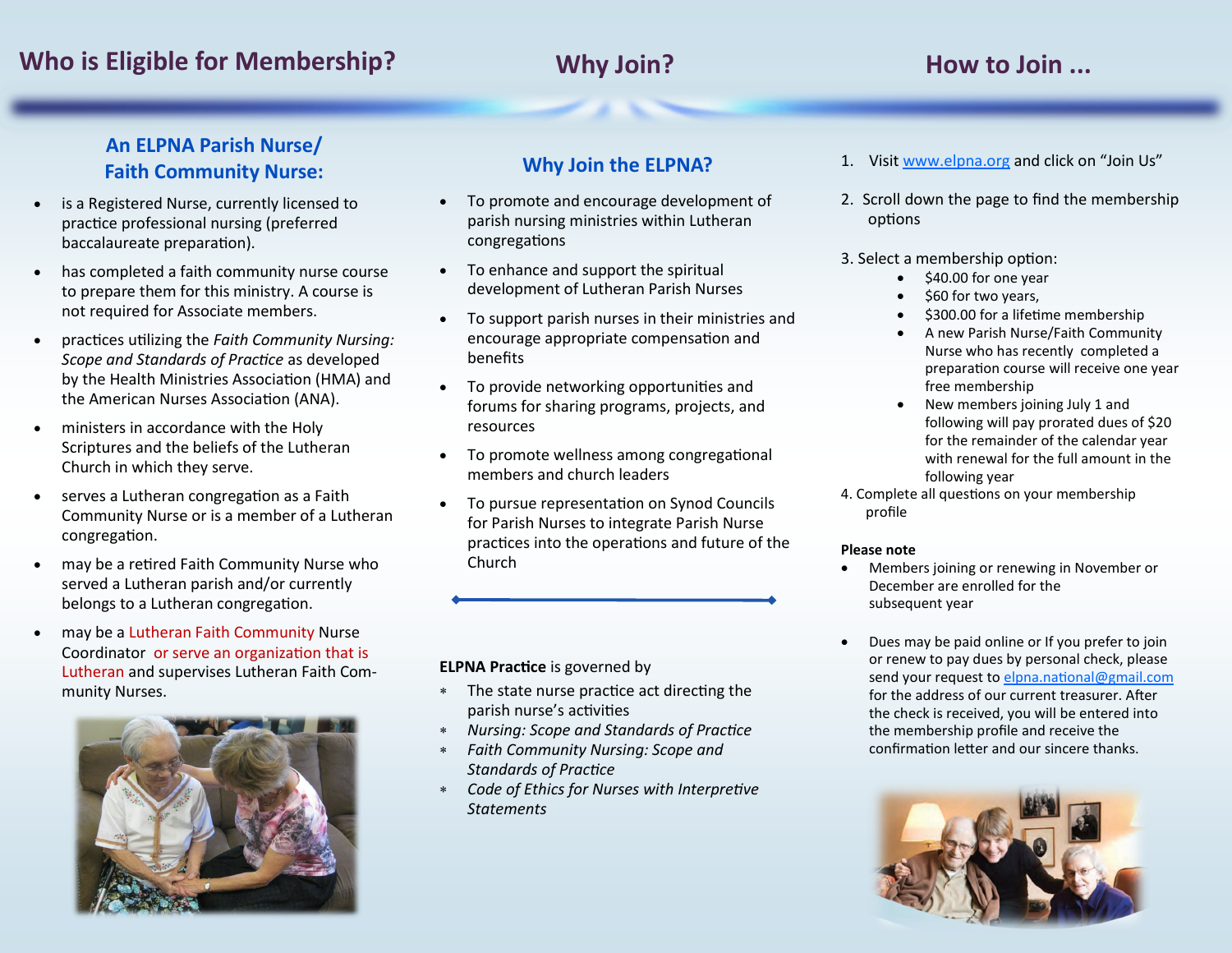## Who is Eligible for Membership?

### An ELPNA Parish Nurse/ Faith Community Nurse:

- is a Registered Nurse, currently licensed to practice professional nursing (preferred baccalaureate preparation).
- has completed a faith community nurse course to prepare them for this ministry. A course is not required for Associate members.
- practices utilizing the *Faith Community Nursing: Scope and Standards of Practice* as developed by the Health Ministries Association (HMA) and the American Nurses Association (ANA).
- ministers in accordance with the Holy Scriptures and the beliefs of the Lutheran Church in which they serve.
- serves a Lutheran congregation as a Faith Community Nurse or is a member of a Lutheran congregation.
- may be a retired Faith Community Nurse who served a Lutheran parish and/or currently belongs to a Lutheran congregation.
- may be a Lutheran Faith Community Nurse Coordinator or serve an organization that is Lutheran and supervises Lutheran Faith Community Nurses.

## Why Join?

### Why Join the ELPNA?

- To promote and encourage development of parish nursing ministries within Lutheran congregations
- To enhance and support the spiritual development of Lutheran Parish Nurses
- To support parish nurses in their ministries and encourage appropriate compensation and benefits
- To provide networking opportunities and forums for sharing programs, projects, and resources
- To promote wellness among congregational members and church leaders
- To pursue representation on Synod Councils for Parish Nurses to integrate Parish Nurse practices into the operations and future of the Church

**ELPNA Practice** is governed by

- The state nurse practice act directing the parish nurse's activities
- *Nursing: Scope and Standards of Practice*
- *Faith Community Nursing: Scope and Standards of Practice*
- *Code of Ethics for Nurses with Interpretive Statements*

## How to Join ...

1. Visit www.elpna.org and click on "Join Us"
2. Scroll down the page to find the membership options
3. Select a membership option:
   - $40.00 for one year
   - $60 for two years,
   - $300.00 for a lifetime membership
   - A new Parish Nurse/Faith Community Nurse who has recently completed a preparation course will receive one year free membership
   - New members joining July 1 and following will pay prorated dues of $20 for the remainder of the calendar year with renewal for the full amount in the following year
4. Complete all questions on your membership profile

**Please note**

- Members joining or renewing in November or December are enrolled for the subsequent year
- Dues may be paid online or If you prefer to join or renew to pay dues by personal check, please send your request to elpna.national@gmail.com for the address of our current treasurer. After the check is received, you will be entered into the membership profile and receive the confirmation letter and our sincere thanks.